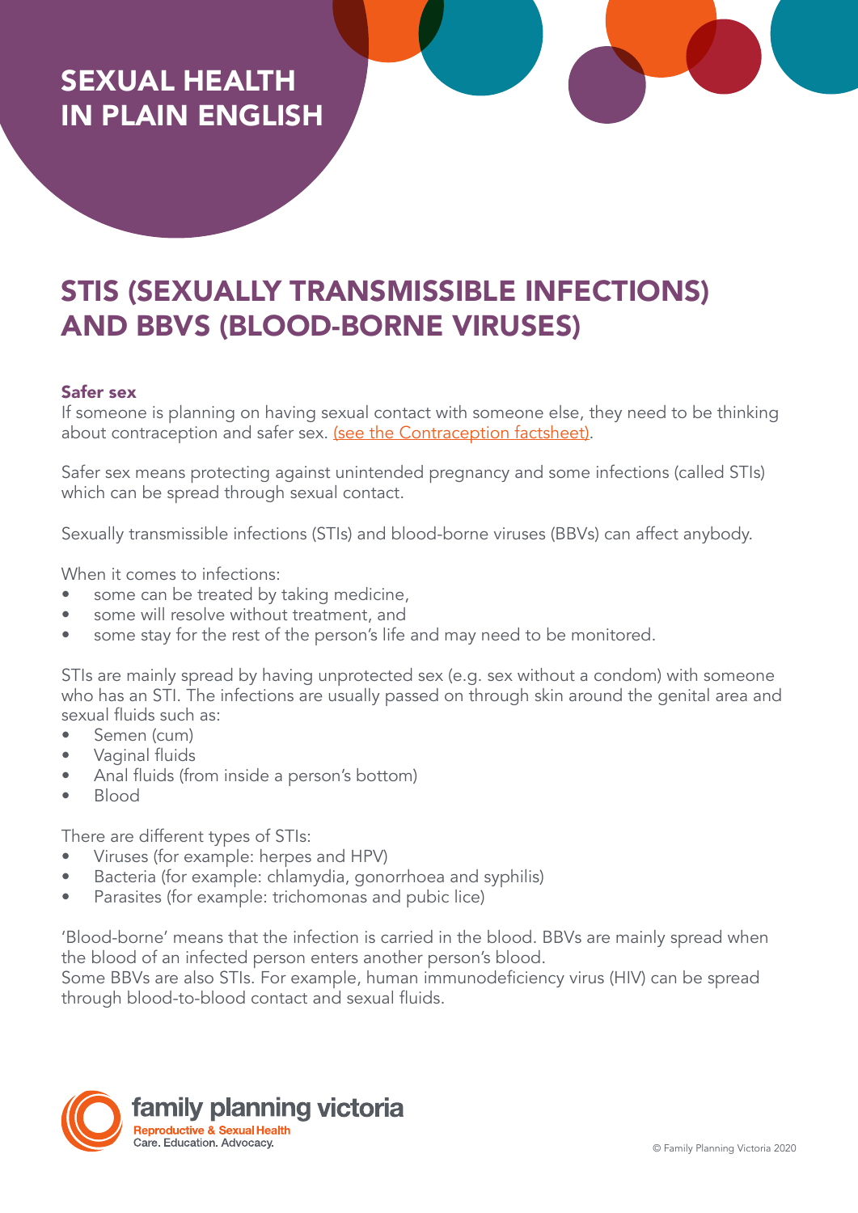# SEXUAL HEALTH IN PLAIN ENGLISH

## STIS (SEXUALLY TRANSMISSIBLE INFECTIONS) AND BBVS (BLOOD-BORNE VIRUSES)

### Safer sex

If someone is planning on having sexual contact with someone else, they need to be thinking about contraception and safer sex. (see the Contraception factsheet).

Safer sex means protecting against unintended pregnancy and some infections (called STIs) which can be spread through sexual contact.

Sexually transmissible infections (STIs) and blood-borne viruses (BBVs) can affect anybody.

When it comes to infections:

- some can be treated by taking medicine,
- some will resolve without treatment, and
- some stay for the rest of the person's life and may need to be monitored.

STIs are mainly spread by having unprotected sex (e.g. sex without a condom) with someone who has an STI. The infections are usually passed on through skin around the genital area and sexual fluids such as:

- Semen (cum)
- Vaginal fluids
- Anal fluids (from inside a person's bottom)
- Blood

There are different types of STIs:

- Viruses (for example: herpes and HPV)
- Bacteria (for example: chlamydia, gonorrhoea and syphilis)
- Parasites (for example: trichomonas and pubic lice)

'Blood-borne' means that the infection is carried in the blood. BBVs are mainly spread when the blood of an infected person enters another person's blood.
Some BBVs are also STIs. For example, human immunodeficiency virus (HIV) can be spread through blood-to-blood contact and sexual fluids.

family planning victoria
Reproductive & Sexual Health
Care. Education. Advocacy.

© Family Planning Victoria 2020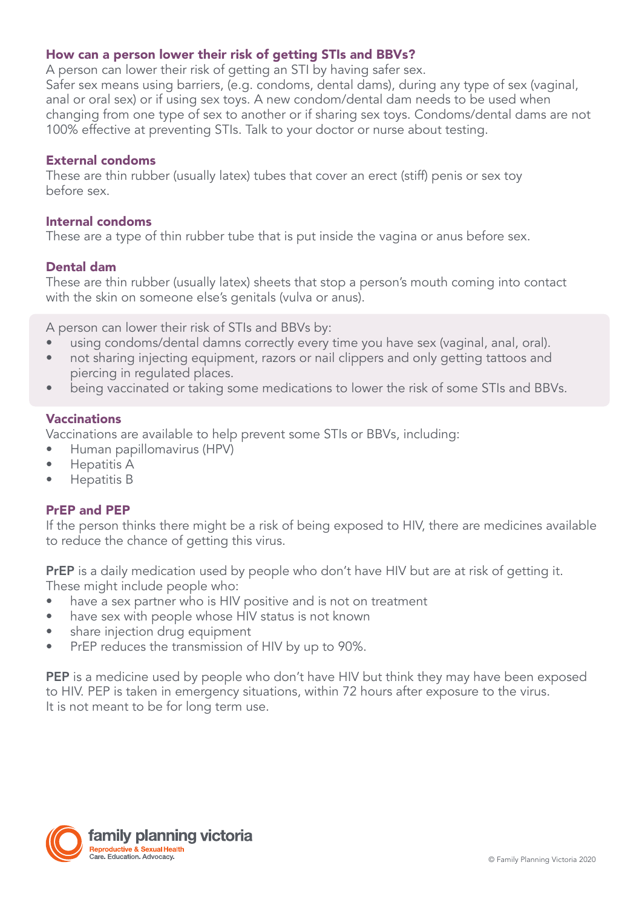## How can a person lower their risk of getting STIs and BBVs?

A person can lower their risk of getting an STI by having safer sex.
Safer sex means using barriers, (e.g. condoms, dental dams), during any type of sex (vaginal, anal or oral sex) or if using sex toys. A new condom/dental dam needs to be used when changing from one type of sex to another or if sharing sex toys. Condoms/dental dams are not 100% effective at preventing STIs. Talk to your doctor or nurse about testing.

### External condoms

These are thin rubber (usually latex) tubes that cover an erect (stiff) penis or sex toy before sex.

### Internal condoms

These are a type of thin rubber tube that is put inside the vagina or anus before sex.

### Dental dam

These are thin rubber (usually latex) sheets that stop a person's mouth coming into contact with the skin on someone else's genitals (vulva or anus).

A person can lower their risk of STIs and BBVs by:

- using condoms/dental damns correctly every time you have sex (vaginal, anal, oral).
- not sharing injecting equipment, razors or nail clippers and only getting tattoos and piercing in regulated places.
- being vaccinated or taking some medications to lower the risk of some STIs and BBVs.

### Vaccinations

Vaccinations are available to help prevent some STIs or BBVs, including:

- Human papillomavirus (HPV)
- Hepatitis A
- Hepatitis B

### PrEP and PEP

If the person thinks there might be a risk of being exposed to HIV, there are medicines available to reduce the chance of getting this virus.

**PrEP** is a daily medication used by people who don't have HIV but are at risk of getting it. These might include people who:

- have a sex partner who is HIV positive and is not on treatment
- have sex with people whose HIV status is not known
- share injection drug equipment
- PrEP reduces the transmission of HIV by up to 90%.

**PEP** is a medicine used by people who don't have HIV but think they may have been exposed to HIV. PEP is taken in emergency situations, within 72 hours after exposure to the virus. It is not meant to be for long term use.

family planning victoria
Reproductive & Sexual Health
Care. Education. Advocacy.

© Family Planning Victoria 2020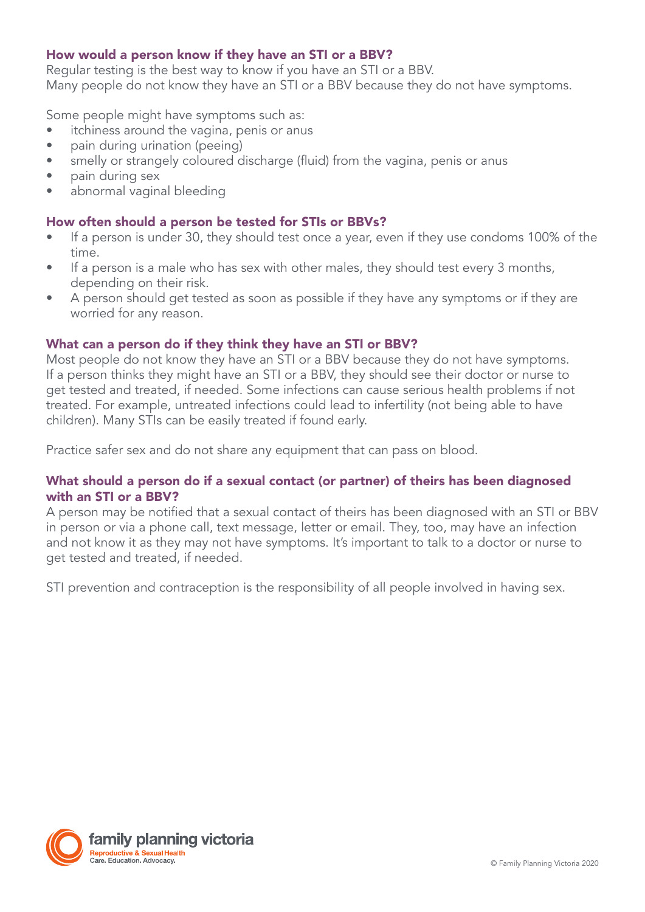## How would a person know if they have an STI or a BBV?

Regular testing is the best way to know if you have an STI or a BBV.
Many people do not know they have an STI or a BBV because they do not have symptoms.

Some people might have symptoms such as:

- itchiness around the vagina, penis or anus
- pain during urination (peeing)
- smelly or strangely coloured discharge (fluid) from the vagina, penis or anus
- pain during sex
- abnormal vaginal bleeding

## How often should a person be tested for STIs or BBVs?

- If a person is under 30, they should test once a year, even if they use condoms 100% of the time.
- If a person is a male who has sex with other males, they should test every 3 months, depending on their risk.
- A person should get tested as soon as possible if they have any symptoms or if they are worried for any reason.

## What can a person do if they think they have an STI or BBV?

Most people do not know they have an STI or a BBV because they do not have symptoms. If a person thinks they might have an STI or a BBV, they should see their doctor or nurse to get tested and treated, if needed. Some infections can cause serious health problems if not treated. For example, untreated infections could lead to infertility (not being able to have children). Many STIs can be easily treated if found early.

Practice safer sex and do not share any equipment that can pass on blood.

## What should a person do if a sexual contact (or partner) of theirs has been diagnosed with an STI or a BBV?

A person may be notified that a sexual contact of theirs has been diagnosed with an STI or BBV in person or via a phone call, text message, letter or email. They, too, may have an infection and not know it as they may not have symptoms. It's important to talk to a doctor or nurse to get tested and treated, if needed.

STI prevention and contraception is the responsibility of all people involved in having sex.

family planning victoria
Reproductive & Sexual Health
Care. Education. Advocacy.

© Family Planning Victoria 2020